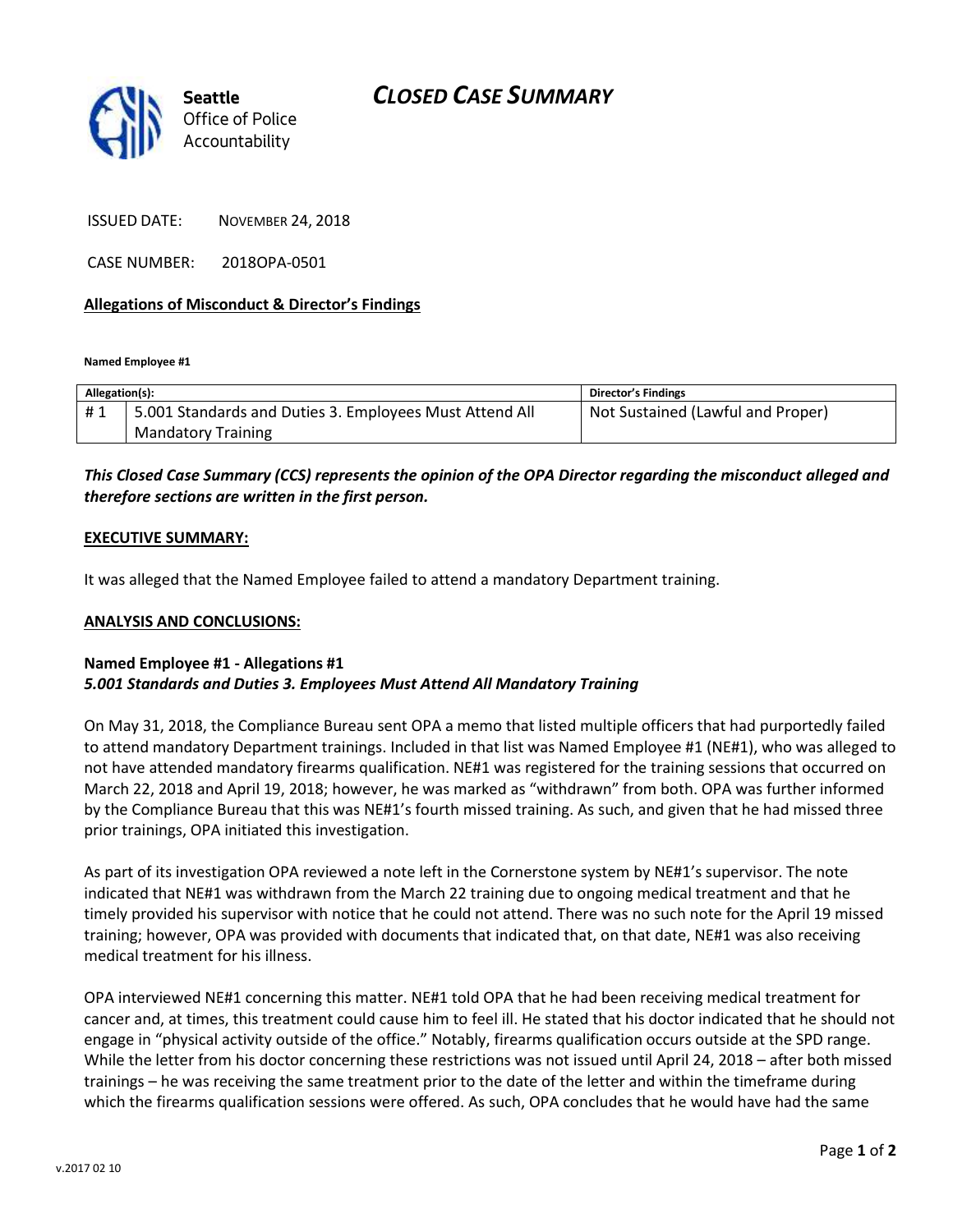**Seattle** Office of Police Accountability

# *CLOSED CASE SUMMARY*

ISSUED DATE: NOVEMBER 24, 2018

CASE NUMBER: 2018OPA-0501

**Allegations of Misconduct & Director's Findings**

**Named Employee #1**

| Allegation(s): | | Director's Findings |
|---|---|---|
| # 1 | 5.001 Standards and Duties 3. Employees Must Attend All Mandatory Training | Not Sustained (Lawful and Proper) |

***This Closed Case Summary (CCS) represents the opinion of the OPA Director regarding the misconduct alleged and therefore sections are written in the first person.***

**EXECUTIVE SUMMARY:**

It was alleged that the Named Employee failed to attend a mandatory Department training.

**ANALYSIS AND CONCLUSIONS:**

**Named Employee #1 - Allegations #1**
***5.001 Standards and Duties 3. Employees Must Attend All Mandatory Training***

On May 31, 2018, the Compliance Bureau sent OPA a memo that listed multiple officers that had purportedly failed to attend mandatory Department trainings. Included in that list was Named Employee #1 (NE#1), who was alleged to not have attended mandatory firearms qualification. NE#1 was registered for the training sessions that occurred on March 22, 2018 and April 19, 2018; however, he was marked as "withdrawn" from both. OPA was further informed by the Compliance Bureau that this was NE#1's fourth missed training. As such, and given that he had missed three prior trainings, OPA initiated this investigation.

As part of its investigation OPA reviewed a note left in the Cornerstone system by NE#1's supervisor. The note indicated that NE#1 was withdrawn from the March 22 training due to ongoing medical treatment and that he timely provided his supervisor with notice that he could not attend. There was no such note for the April 19 missed training; however, OPA was provided with documents that indicated that, on that date, NE#1 was also receiving medical treatment for his illness.

OPA interviewed NE#1 concerning this matter. NE#1 told OPA that he had been receiving medical treatment for cancer and, at times, this treatment could cause him to feel ill. He stated that his doctor indicated that he should not engage in "physical activity outside of the office." Notably, firearms qualification occurs outside at the SPD range. While the letter from his doctor concerning these restrictions was not issued until April 24, 2018 – after both missed trainings – he was receiving the same treatment prior to the date of the letter and within the timeframe during which the firearms qualification sessions were offered. As such, OPA concludes that he would have had the same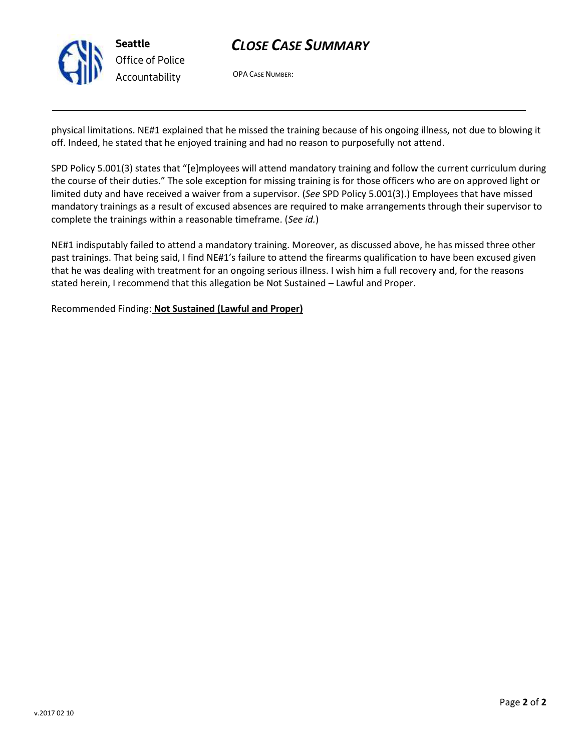physical limitations. NE#1 explained that he missed the training because of his ongoing illness, not due to blowing it off. Indeed, he stated that he enjoyed training and had no reason to purposefully not attend.

SPD Policy 5.001(3) states that "[e]mployees will attend mandatory training and follow the current curriculum during the course of their duties." The sole exception for missing training is for those officers who are on approved light or limited duty and have received a waiver from a supervisor. (*See* SPD Policy 5.001(3).) Employees that have missed mandatory trainings as a result of excused absences are required to make arrangements through their supervisor to complete the trainings within a reasonable timeframe. (*See id.*)

NE#1 indisputably failed to attend a mandatory training. Moreover, as discussed above, he has missed three other past trainings. That being said, I find NE#1's failure to attend the firearms qualification to have been excused given that he was dealing with treatment for an ongoing serious illness. I wish him a full recovery and, for the reasons stated herein, I recommend that this allegation be Not Sustained – Lawful and Proper.

Recommended Finding: **Not Sustained (Lawful and Proper)**